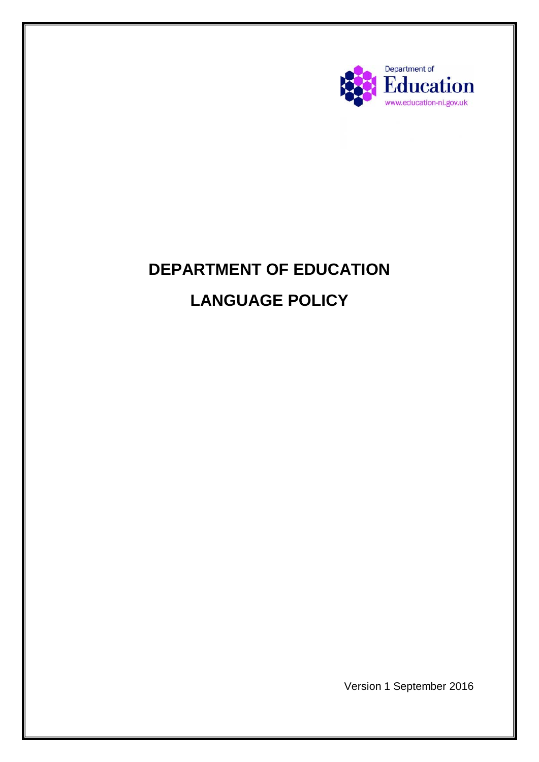Department of
Education
www.education-ni.gov.uk

# DEPARTMENT OF EDUCATION

# LANGUAGE POLICY

Version 1 September 2016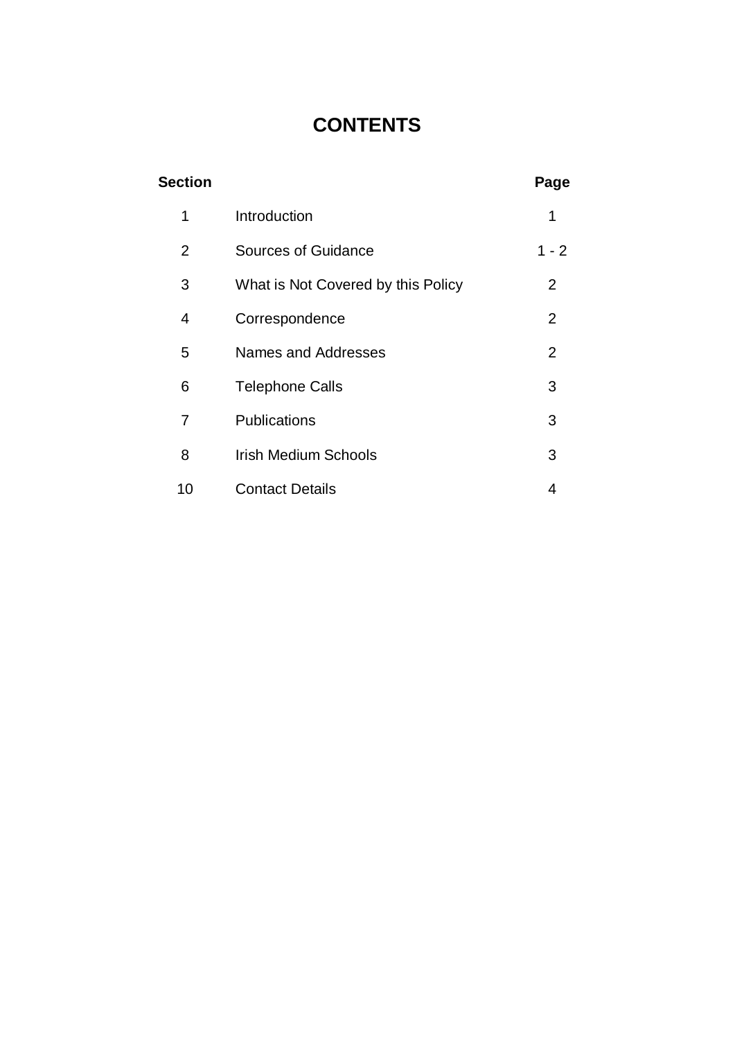# CONTENTS

| Section | | Page |
|---|---|---|
| 1 | Introduction | 1 |
| 2 | Sources of Guidance | 1 - 2 |
| 3 | What is Not Covered by this Policy | 2 |
| 4 | Correspondence | 2 |
| 5 | Names and Addresses | 2 |
| 6 | Telephone Calls | 3 |
| 7 | Publications | 3 |
| 8 | Irish Medium Schools | 3 |
| 10 | Contact Details | 4 |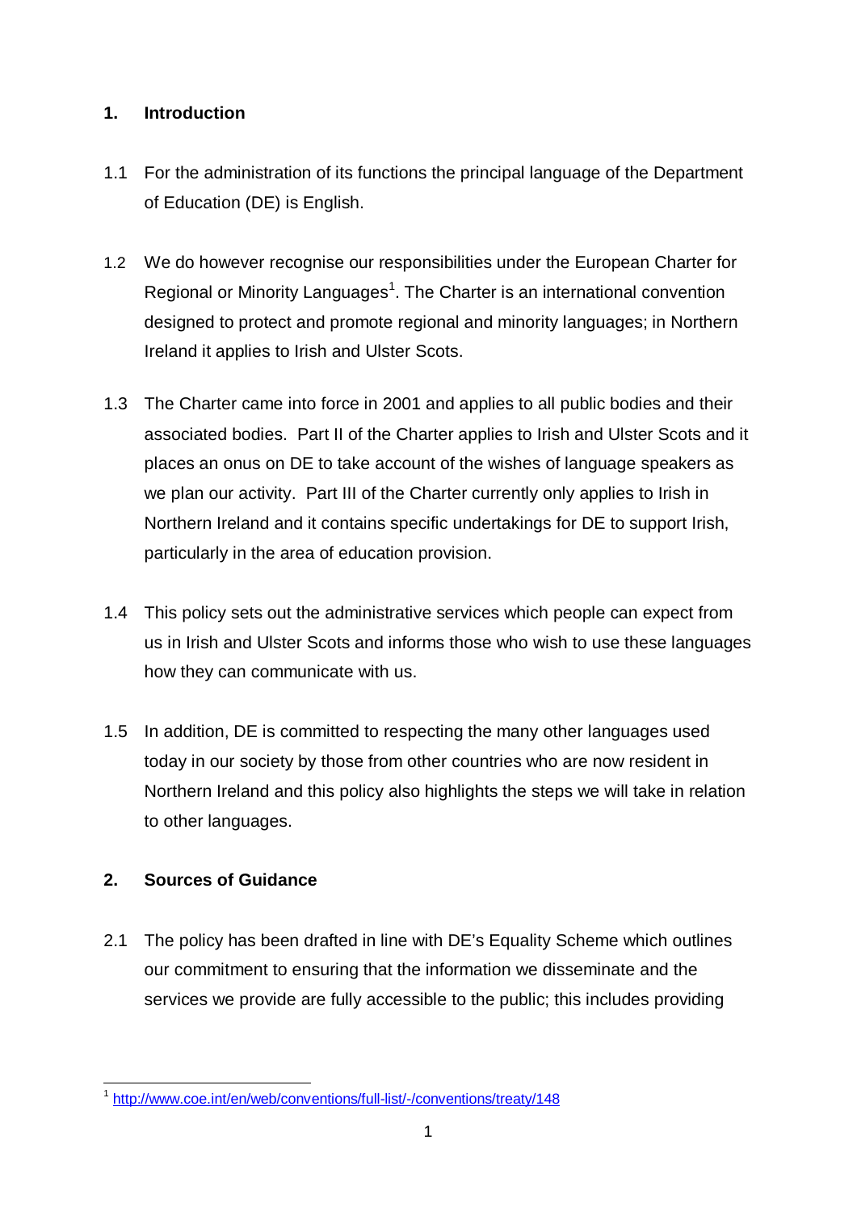## 1. Introduction

1.1 For the administration of its functions the principal language of the Department of Education (DE) is English.

1.2 We do however recognise our responsibilities under the European Charter for Regional or Minority Languages[1]. The Charter is an international convention designed to protect and promote regional and minority languages; in Northern Ireland it applies to Irish and Ulster Scots.

1.3 The Charter came into force in 2001 and applies to all public bodies and their associated bodies. Part II of the Charter applies to Irish and Ulster Scots and it places an onus on DE to take account of the wishes of language speakers as we plan our activity. Part III of the Charter currently only applies to Irish in Northern Ireland and it contains specific undertakings for DE to support Irish, particularly in the area of education provision.

1.4 This policy sets out the administrative services which people can expect from us in Irish and Ulster Scots and informs those who wish to use these languages how they can communicate with us.

1.5 In addition, DE is committed to respecting the many other languages used today in our society by those from other countries who are now resident in Northern Ireland and this policy also highlights the steps we will take in relation to other languages.

## 2. Sources of Guidance

2.1 The policy has been drafted in line with DE's Equality Scheme which outlines our commitment to ensuring that the information we disseminate and the services we provide are fully accessible to the public; this includes providing

---

[1] http://www.coe.int/en/web/conventions/full-list/-/conventions/treaty/148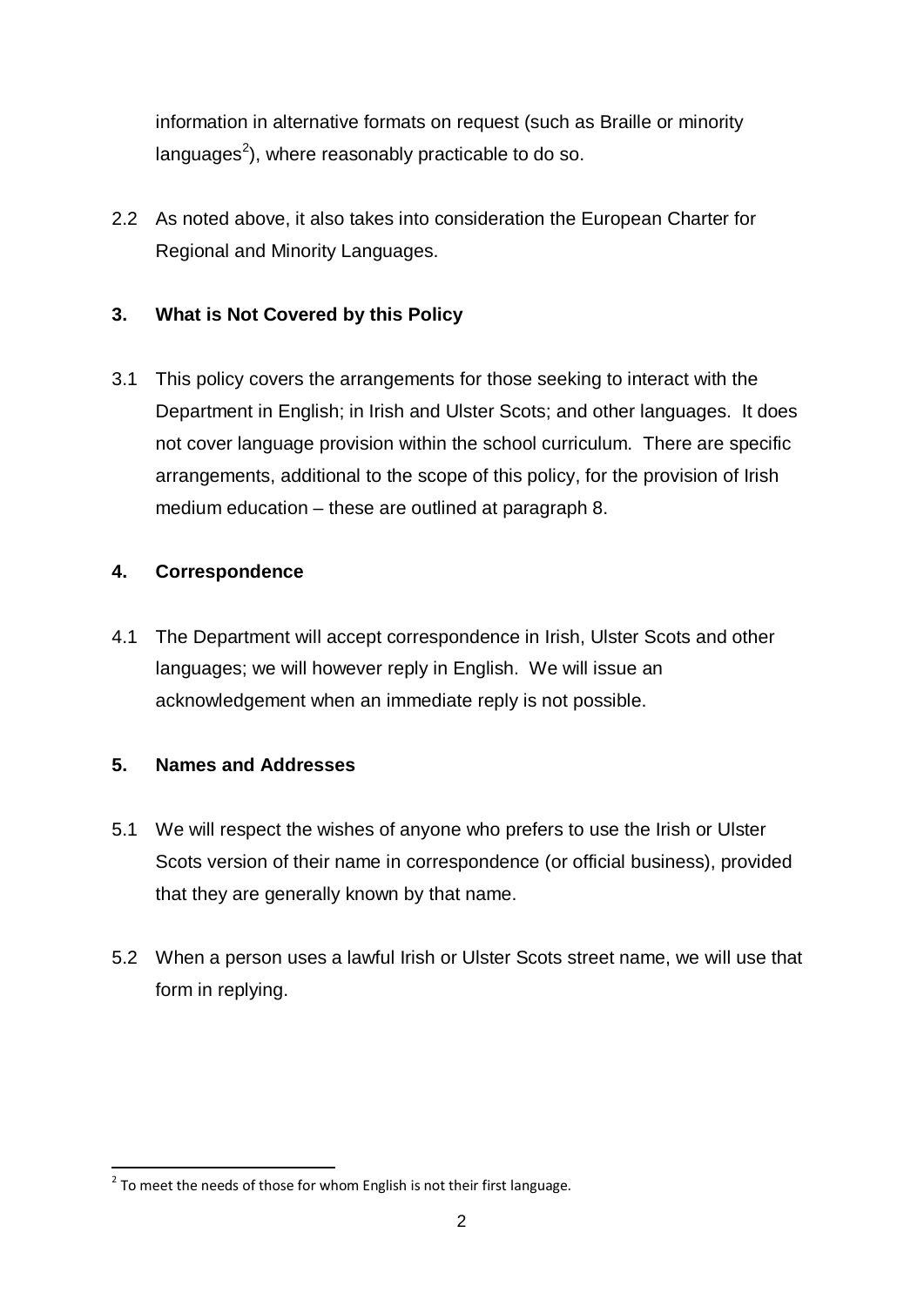information in alternative formats on request (such as Braille or minority languages[2]), where reasonably practicable to do so.

2.2 As noted above, it also takes into consideration the European Charter for Regional and Minority Languages.

## 3. What is Not Covered by this Policy

3.1 This policy covers the arrangements for those seeking to interact with the Department in English; in Irish and Ulster Scots; and other languages. It does not cover language provision within the school curriculum. There are specific arrangements, additional to the scope of this policy, for the provision of Irish medium education – these are outlined at paragraph 8.

## 4. Correspondence

4.1 The Department will accept correspondence in Irish, Ulster Scots and other languages; we will however reply in English. We will issue an acknowledgement when an immediate reply is not possible.

## 5. Names and Addresses

5.1 We will respect the wishes of anyone who prefers to use the Irish or Ulster Scots version of their name in correspondence (or official business), provided that they are generally known by that name.

5.2 When a person uses a lawful Irish or Ulster Scots street name, we will use that form in replying.

[2] To meet the needs of those for whom English is not their first language.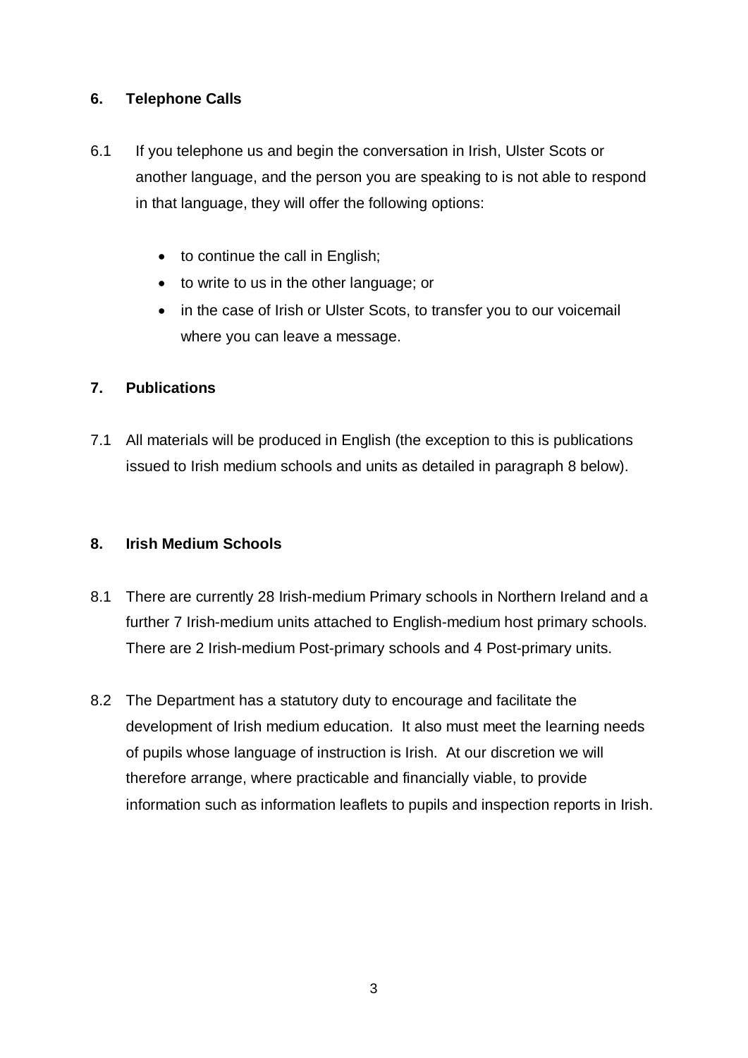## 6. Telephone Calls

6.1 If you telephone us and begin the conversation in Irish, Ulster Scots or another language, and the person you are speaking to is not able to respond in that language, they will offer the following options:

- to continue the call in English;
- to write to us in the other language; or
- in the case of Irish or Ulster Scots, to transfer you to our voicemail where you can leave a message.

## 7. Publications

7.1 All materials will be produced in English (the exception to this is publications issued to Irish medium schools and units as detailed in paragraph 8 below).

## 8. Irish Medium Schools

8.1 There are currently 28 Irish-medium Primary schools in Northern Ireland and a further 7 Irish-medium units attached to English-medium host primary schools. There are 2 Irish-medium Post-primary schools and 4 Post-primary units.

8.2 The Department has a statutory duty to encourage and facilitate the development of Irish medium education. It also must meet the learning needs of pupils whose language of instruction is Irish. At our discretion we will therefore arrange, where practicable and financially viable, to provide information such as information leaflets to pupils and inspection reports in Irish.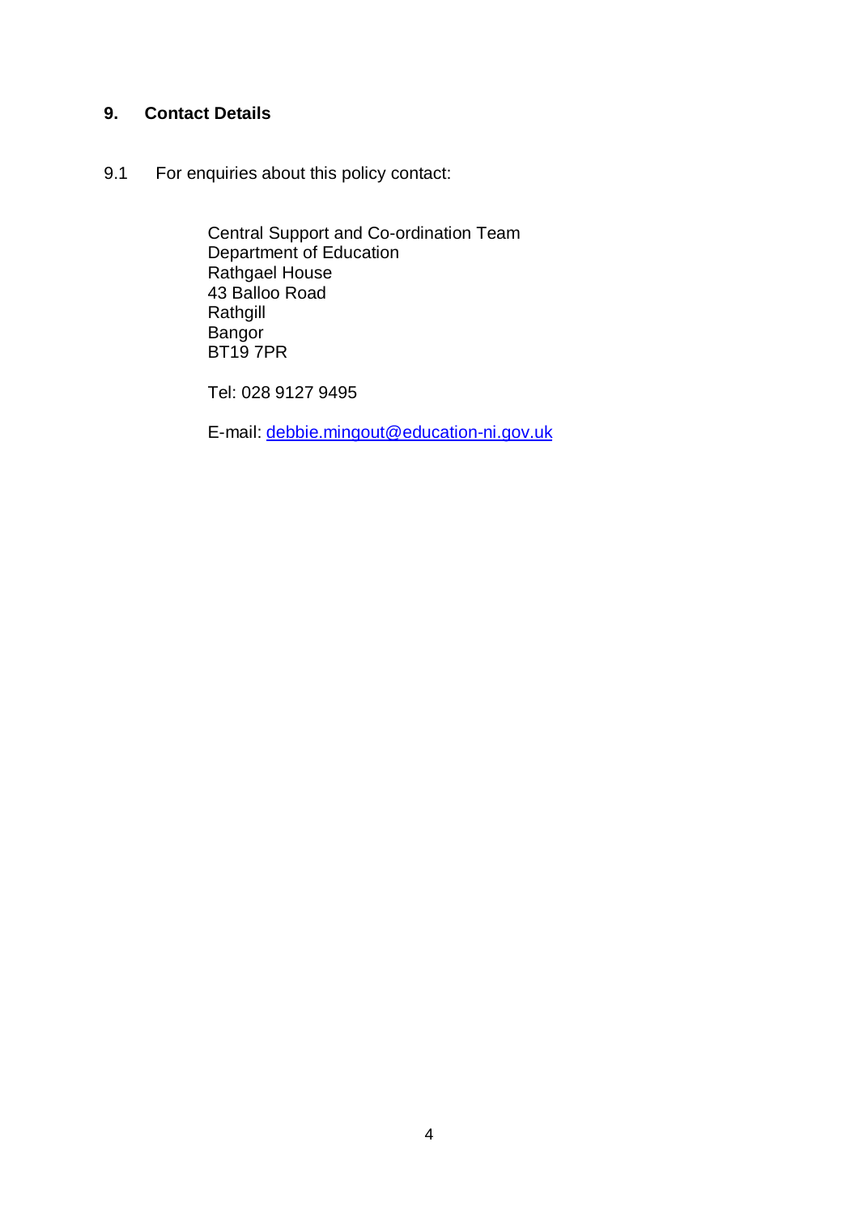## 9. Contact Details

9.1 For enquiries about this policy contact:

Central Support and Co-ordination Team  
Department of Education  
Rathgael House  
43 Balloo Road  
Rathgill  
Bangor  
BT19 7PR

Tel: 028 9127 9495

E-mail: debbie.mingout@education-ni.gov.uk